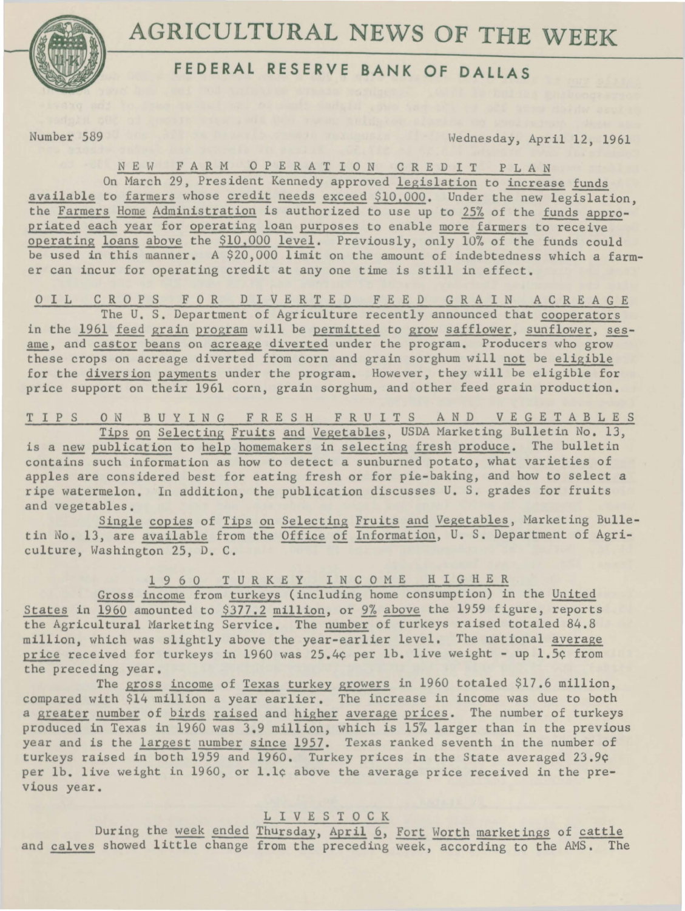# AGRICULTURAL NEWS OF THE WEEK

## FEDERAL RESERVE BANK OF DALLAS

Number 589 Wednesday, April 12, 1961

### NEW FARM OPERATION CREDIT PLAN

On March 29, President Kennedy approved legislation to increase funds available to farmers whose credit needs exceed $10,000. Under the new legislation, the Farmers Home Administration is authorized to use up to 25% of the funds appropriated each year for operating loan purposes to enable more farmers to receive operating loans above the $10,000 level. Previously, only 10% of the funds could be used in this manner. A $20,000 limit on the amount of indebtedness which a farmer can incur for operating credit at any one time is still in effect.

### OIL CROPS FOR DIVERTED FEED GRAIN ACREAGE

The U. S. Department of Agriculture recently announced that cooperators in the 1961 feed grain program will be permitted to grow safflower, sunflower, sesame, and castor beans on acreage diverted under the program. Producers who grow these crops on acreage diverted from corn and grain sorghum will not be eligible for the diversion payments under the program. However, they will be eligible for price support on their 1961 corn, grain sorghum, and other feed grain production.

### TIPS ON BUYING FRESH FRUITS AND VEGETABLES

Tips on Selecting Fruits and Vegetables, USDA Marketing Bulletin No. 13, is a new publication to help homemakers in selecting fresh produce. The bulletin contains such information as how to detect a sunburned potato, what varieties of apples are considered best for eating fresh or for pie-baking, and how to select a ripe watermelon. In addition, the publication discusses U. S. grades for fruits and vegetables.

Single copies of Tips on Selecting Fruits and Vegetables, Marketing Bulletin No. 13, are available from the Office of Information, U. S. Department of Agriculture, Washington 25, D. C.

### 1960 TURKEY INCOME HIGHER

Gross income from turkeys (including home consumption) in the United States in 1960 amounted to $377.2 million, or 9% above the 1959 figure, reports the Agricultural Marketing Service. The number of turkeys raised totaled 84.8 million, which was slightly above the year-earlier level. The national average price received for turkeys in 1960 was 25.4¢ per lb. live weight - up 1.5¢ from the preceding year.

The gross income of Texas turkey growers in 1960 totaled $17.6 million, compared with $14 million a year earlier. The increase in income was due to both a greater number of birds raised and higher average prices. The number of turkeys produced in Texas in 1960 was 3.9 million, which is 15% larger than in the previous year and is the largest number since 1957. Texas ranked seventh in the number of turkeys raised in both 1959 and 1960. Turkey prices in the State averaged 23.9¢ per lb. live weight in 1960, or 1.1¢ above the average price received in the previous year.

### LIVESTOCK

During the week ended Thursday, April 6, Fort Worth marketings of cattle and calves showed little change from the preceding week, according to the AMS. The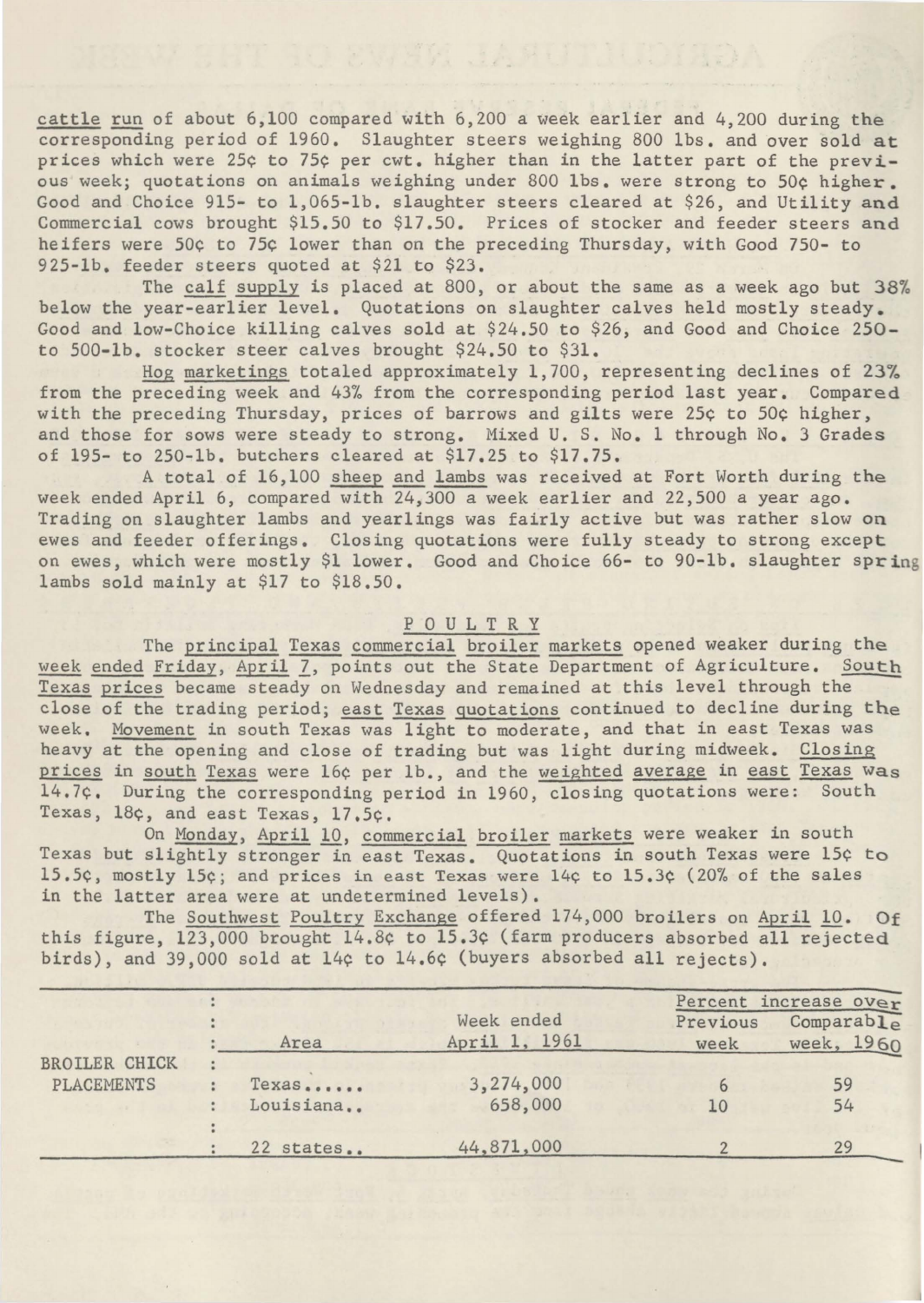cattle run of about 6,100 compared with 6,200 a week earlier and 4,200 during the corresponding period of 1960. Slaughter steers weighing 800 lbs. and over sold at prices which were 25¢ to 75¢ per cwt. higher than in the latter part of the previous week; quotations on animals weighing under 800 lbs. were strong to 50¢ higher. Good and Choice 915- to 1,065-lb. slaughter steers cleared at $26, and Utility and Commercial cows brought $15.50 to $17.50. Prices of stocker and feeder steers and heifers were 50¢ to 75¢ lower than on the preceding Thursday, with Good 750- to 925-lb. feeder steers quoted at $21 to $23.

The calf supply is placed at 800, or about the same as a week ago but 38% below the year-earlier level. Quotations on slaughter calves held mostly steady. Good and low-Choice killing calves sold at $24.50 to $26, and Good and Choice 250- to 500-lb. stocker steer calves brought $24.50 to $31.

Hog marketings totaled approximately 1,700, representing declines of 23% from the preceding week and 43% from the corresponding period last year. Compared with the preceding Thursday, prices of barrows and gilts were 25¢ to 50¢ higher, and those for sows were steady to strong. Mixed U. S. No. 1 through No. 3 Grades of 195- to 250-lb. butchers cleared at $17.25 to $17.75.

A total of 16,100 sheep and lambs was received at Fort Worth during the week ended April 6, compared with 24,300 a week earlier and 22,500 a year ago. Trading on slaughter lambs and yearlings was fairly active but was rather slow on ewes and feeder offerings. Closing quotations were fully steady to strong except on ewes, which were mostly $1 lower. Good and Choice 66- to 90-lb. slaughter spring lambs sold mainly at $17 to $18.50.

## POULTRY

The principal Texas commercial broiler markets opened weaker during the week ended Friday, April 7, points out the State Department of Agriculture. South Texas prices became steady on Wednesday and remained at this level through the close of the trading period; east Texas quotations continued to decline during the week. Movement in south Texas was light to moderate, and that in east Texas was heavy at the opening and close of trading but was light during midweek. Closing prices in south Texas were 16¢ per lb., and the weighted average in east Texas was 14.7¢. During the corresponding period in 1960, closing quotations were: South Texas, 18¢, and east Texas, 17.5¢.

On Monday, April 10, commercial broiler markets were weaker in south Texas but slightly stronger in east Texas. Quotations in south Texas were 15¢ to 15.5¢, mostly 15¢; and prices in east Texas were 14¢ to 15.3¢ (20% of the sales in the latter area were at undetermined levels).

The Southwest Poultry Exchange offered 174,000 broilers on April 10. Of this figure, 123,000 brought 14.8¢ to 15.3¢ (farm producers absorbed all rejected birds), and 39,000 sold at 14¢ to 14.6¢ (buyers absorbed all rejects).

| | Area | Week ended April 1, 1961 | Percent increase over Previous week | Percent increase over Comparable week, 1960 |
|---|---|---|---|---|
| BROILER CHICK PLACEMENTS | Texas...... | 3,274,000 | 6 | 59 |
| | Louisiana.. | 658,000 | 10 | 54 |
| | 22 states.. | 44,871,000 | 2 | 29 |